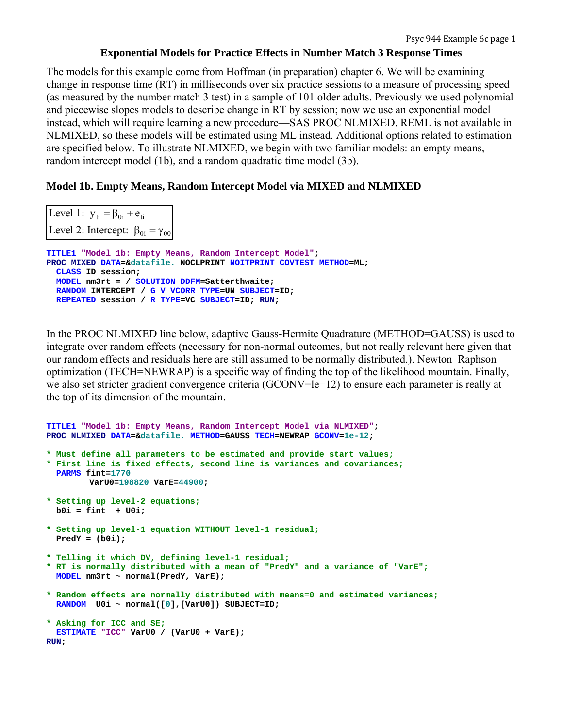# Exponential Models for Practice Effects in Number Match 3 Response Times

The models for this example come from Hoffman (in preparation) chapter 6. We will be examining change in response time (RT) in milliseconds over six practice sessions to a measure of processing speed (as measured by the number match 3 test) in a sample of 101 older adults. Previously we used polynomial and piecewise slopes models to describe change in RT by session; now we use an exponential model instead, which will require learning a new procedure—SAS PROC NLMIXED. REML is not available in NLMIXED, so these models will be estimated using ML instead. Additional options related to estimation are specified below. To illustrate NLMIXED, we begin with two familiar models: an empty means, random intercept model (1b), and a random quadratic time model (3b).

## Model 1b. Empty Means, Random Intercept Model via MIXED and NLMIXED

Level 1: $y_{ti} = \beta_{0i} + e_{ti}$

Level 2: Intercept: $\beta_{0i} = \gamma_{00}$

```
TITLE1 "Model 1b: Empty Means, Random Intercept Model";
PROC MIXED DATA=&datafile. NOCLPRINT NOITPRINT COVTEST METHOD=ML;
  CLASS ID session;
  MODEL nm3rt = / SOLUTION DDFM=Satterthwaite;
  RANDOM INTERCEPT / G V VCORR TYPE=UN SUBJECT=ID;
  REPEATED session / R TYPE=VC SUBJECT=ID; RUN;
```

In the PROC NLMIXED line below, adaptive Gauss-Hermite Quadrature (METHOD=GAUSS) is used to integrate over random effects (necessary for non-normal outcomes, but not really relevant here given that our random effects and residuals here are still assumed to be normally distributed.). Newton–Raphson optimization (TECH=NEWRAP) is a specific way of finding the top of the likelihood mountain. Finally, we also set stricter gradient convergence criteria (GCONV=le−12) to ensure each parameter is really at the top of its dimension of the mountain.

```
TITLE1 "Model 1b: Empty Means, Random Intercept Model via NLMIXED";
PROC NLMIXED DATA=&datafile. METHOD=GAUSS TECH=NEWRAP GCONV=1e-12;

* Must define all parameters to be estimated and provide start values;
* First line is fixed effects, second line is variances and covariances;
  PARMS fint=1770
        VarU0=198820 VarE=44900;

* Setting up level-2 equations;
  b0i = fint  + U0i;

* Setting up level-1 equation WITHOUT level-1 residual;
  PredY = (b0i);

* Telling it which DV, defining level-1 residual;
* RT is normally distributed with a mean of "PredY" and a variance of "VarE";
  MODEL nm3rt ~ normal(PredY, VarE);

* Random effects are normally distributed with means=0 and estimated variances;
  RANDOM  U0i ~ normal([0],[VarU0]) SUBJECT=ID;

* Asking for ICC and SE;
  ESTIMATE "ICC" VarU0 / (VarU0 + VarE);
RUN;
```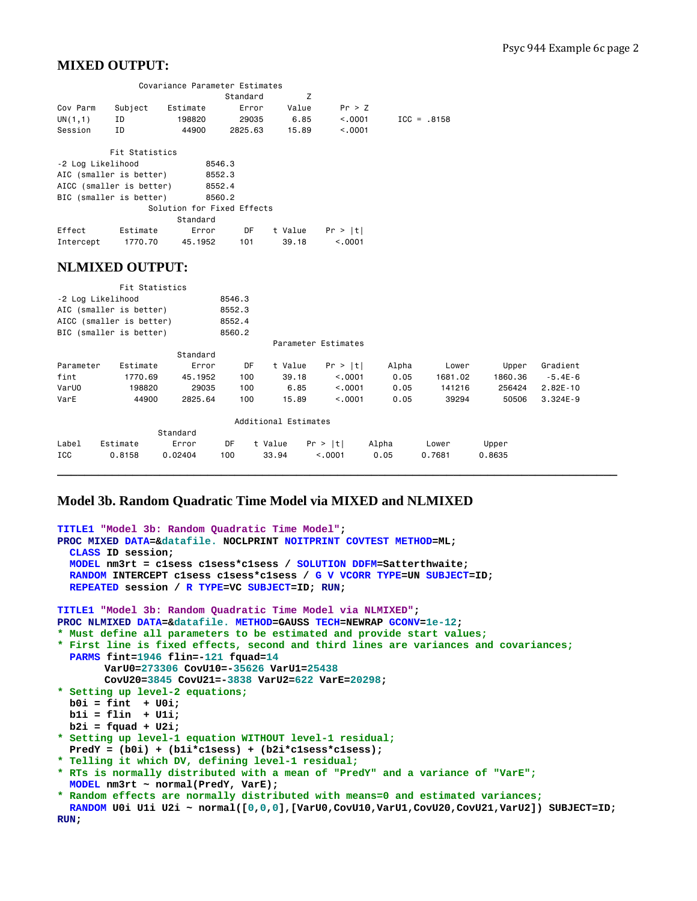## MIXED OUTPUT:

```
                Covariance Parameter Estimates
                                  Standard         Z
Cov Parm     Subject    Estimate     Error     Value      Pr > Z
UN(1,1)      ID           198820     29035      6.85      <.0001      ICC = .8158
Session      ID            44900   2825.63     15.89      <.0001

          Fit Statistics
-2 Log Likelihood            8546.3
AIC (smaller is better)      8552.3
AICC (smaller is better)     8552.4
BIC (smaller is better)      8560.2
                  Solution for Fixed Effects
                        Standard
Effect       Estimate      Error      DF    t Value    Pr > |t|
Intercept     1770.70    45.1952     101      39.18      <.0001
```

## NLMIXED OUTPUT:

```
            Fit Statistics
-2 Log Likelihood               8546.3
AIC (smaller is better)         8552.3
AICC (smaller is better)        8552.4
BIC (smaller is better)         8560.2
                                              Parameter Estimates
                        Standard
Parameter    Estimate      Error      DF    t Value    Pr > |t|     Alpha       Lower       Upper    Gradient
fint          1770.69    45.1952     100      39.18      <.0001      0.05     1681.02     1860.36     -5.4E-6
VarU0          198820      29035     100       6.85      <.0001      0.05      141216      256424    2.82E-10
VarE            44900    2825.64     100      15.89      <.0001      0.05       39294       50506    3.324E-9

                                      Additional Estimates
                    Standard
Label    Estimate      Error     DF    t Value    Pr > |t|     Alpha       Lower       Upper
ICC        0.8158    0.02404    100      33.94      <.0001      0.05      0.7681      0.8635
```

---

## Model 3b. Random Quadratic Time Model via MIXED and NLMIXED

```
TITLE1 "Model 3b: Random Quadratic Time Model";
PROC MIXED DATA=&datafile. NOCLPRINT NOITPRINT COVTEST METHOD=ML;
  CLASS ID session;
  MODEL nm3rt = c1sess c1sess*c1sess / SOLUTION DDFM=Satterthwaite;
  RANDOM INTERCEPT c1sess c1sess*c1sess / G V VCORR TYPE=UN SUBJECT=ID;
  REPEATED session / R TYPE=VC SUBJECT=ID; RUN;

TITLE1 "Model 3b: Random Quadratic Time Model via NLMIXED";
PROC NLMIXED DATA=&datafile. METHOD=GAUSS TECH=NEWRAP GCONV=1e-12;
* Must define all parameters to be estimated and provide start values;
* First line is fixed effects, second and third lines are variances and covariances;
  PARMS fint=1946 flin=-121 fquad=14
        VarU0=273306 CovU10=-35626 VarU1=25438
        CovU20=3845 CovU21=-3838 VarU2=622 VarE=20298;
* Setting up level-2 equations;
  b0i = fint  + U0i;
  b1i = flin  + U1i;
  b2i = fquad + U2i;
* Setting up level-1 equation WITHOUT level-1 residual;
  PredY = (b0i) + (b1i*c1sess) + (b2i*c1sess*c1sess);
* Telling it which DV, defining level-1 residual;
* RTs is normally distributed with a mean of "PredY" and a variance of "VarE";
  MODEL nm3rt ~ normal(PredY, VarE);
* Random effects are normally distributed with means=0 and estimated variances;
  RANDOM U0i U1i U2i ~ normal([0,0,0],[VarU0,CovU10,VarU1,CovU20,CovU21,VarU2]) SUBJECT=ID;
RUN;
```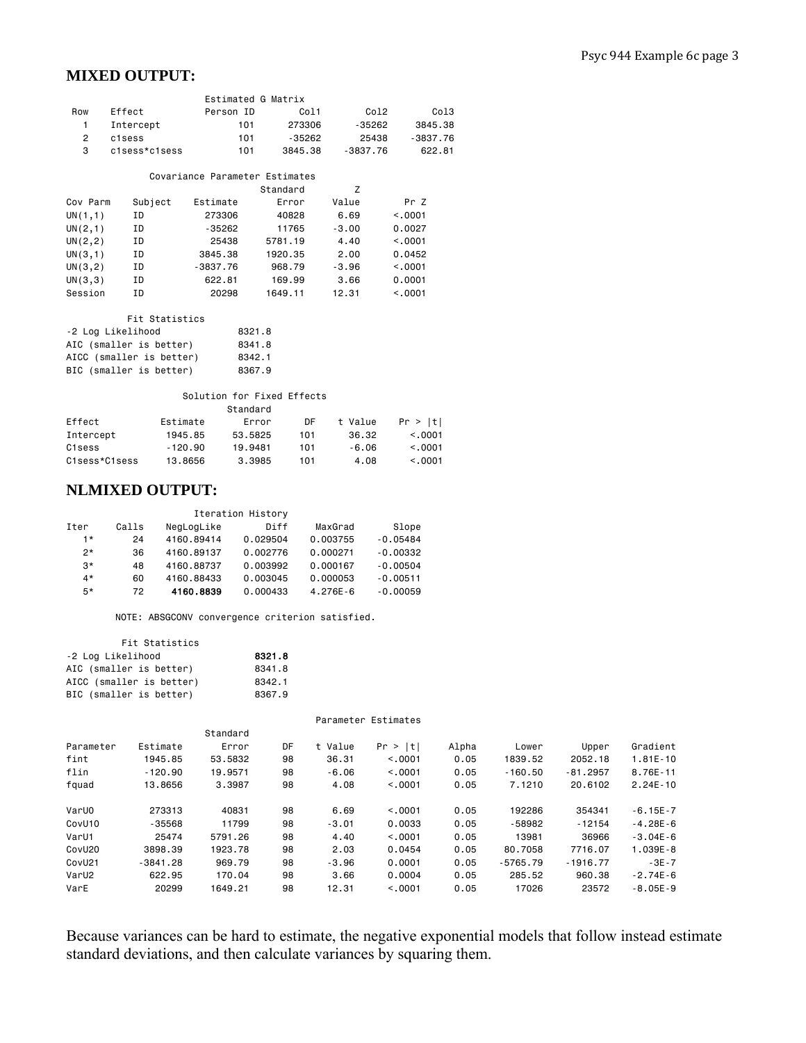## MIXED OUTPUT:

**Estimated G Matrix**

| Row | Effect | Person ID | Col1 | Col2 | Col3 |
|---|---|---|---|---|---|
| 1 | Intercept | 101 | 273306 | -35262 | 3845.38 |
| 2 | c1sess | 101 | -35262 | 25438 | -3837.76 |
| 3 | c1sess*c1sess | 101 | 3845.38 | -3837.76 | 622.81 |

**Covariance Parameter Estimates**

| Cov Parm | Subject | Estimate | Standard Error | Z Value | Pr Z |
|---|---|---|---|---|---|
| UN(1,1) | ID | 273306 | 40828 | 6.69 | <.0001 |
| UN(2,1) | ID | -35262 | 11765 | -3.00 | 0.0027 |
| UN(2,2) | ID | 25438 | 5781.19 | 4.40 | <.0001 |
| UN(3,1) | ID | 3845.38 | 1920.35 | 2.00 | 0.0452 |
| UN(3,2) | ID | -3837.76 | 968.79 | -3.96 | <.0001 |
| UN(3,3) | ID | 622.81 | 169.99 | 3.66 | 0.0001 |
| Session | ID | 20298 | 1649.11 | 12.31 | <.0001 |

**Fit Statistics**

| | |
|---|---|
| -2 Log Likelihood | 8321.8 |
| AIC (smaller is better) | 8341.8 |
| AICC (smaller is better) | 8342.1 |
| BIC (smaller is better) | 8367.9 |

**Solution for Fixed Effects**

| Effect | Estimate | Standard Error | DF | t Value | Pr > \|t\| |
|---|---|---|---|---|---|
| Intercept | 1945.85 | 53.5825 | 101 | 36.32 | <.0001 |
| C1sess | -120.90 | 19.9481 | 101 | -6.06 | <.0001 |
| C1sess*C1sess | 13.8656 | 3.3985 | 101 | 4.08 | <.0001 |

## NLMIXED OUTPUT:

**Iteration History**

| Iter | Calls | NegLogLike | Diff | MaxGrad | Slope |
|---|---|---|---|---|---|
| 1* | 24 | 4160.89414 | 0.029504 | 0.003755 | -0.05484 |
| 2* | 36 | 4160.89137 | 0.002776 | 0.000271 | -0.00332 |
| 3* | 48 | 4160.88737 | 0.003992 | 0.000167 | -0.00504 |
| 4* | 60 | 4160.88433 | 0.003045 | 0.000053 | -0.00511 |
| 5* | 72 | **4160.8839** | 0.000433 | 4.276E-6 | -0.00059 |

NOTE: ABSGCONV convergence criterion satisfied.

**Fit Statistics**

| | |
|---|---|
| -2 Log Likelihood | **8321.8** |
| AIC (smaller is better) | 8341.8 |
| AICC (smaller is better) | 8342.1 |
| BIC (smaller is better) | 8367.9 |

**Parameter Estimates**

| Parameter | Estimate | Standard Error | DF | t Value | Pr > \|t\| | Alpha | Lower | Upper | Gradient |
|---|---|---|---|---|---|---|---|---|---|
| fint | 1945.85 | 53.5832 | 98 | 36.31 | <.0001 | 0.05 | 1839.52 | 2052.18 | 1.81E-10 |
| flin | -120.90 | 19.9571 | 98 | -6.06 | <.0001 | 0.05 | -160.50 | -81.2957 | 8.76E-11 |
| fquad | 13.8656 | 3.3987 | 98 | 4.08 | <.0001 | 0.05 | 7.1210 | 20.6102 | 2.24E-10 |
| VarU0 | 273313 | 40831 | 98 | 6.69 | <.0001 | 0.05 | 192286 | 354341 | -6.15E-7 |
| CovU10 | -35568 | 11799 | 98 | -3.01 | 0.0033 | 0.05 | -58982 | -12154 | -4.28E-6 |
| VarU1 | 25474 | 5791.26 | 98 | 4.40 | <.0001 | 0.05 | 13981 | 36966 | -3.04E-6 |
| CovU20 | 3898.39 | 1923.78 | 98 | 2.03 | 0.0454 | 0.05 | 80.7058 | 7716.07 | 1.039E-8 |
| CovU21 | -3841.28 | 969.79 | 98 | -3.96 | 0.0001 | 0.05 | -5765.79 | -1916.77 | -3E-7 |
| VarU2 | 622.95 | 170.04 | 98 | 3.66 | 0.0004 | 0.05 | 285.52 | 960.38 | -2.74E-6 |
| VarE | 20299 | 1649.21 | 98 | 12.31 | <.0001 | 0.05 | 17026 | 23572 | -8.05E-9 |

Because variances can be hard to estimate, the negative exponential models that follow instead estimate standard deviations, and then calculate variances by squaring them.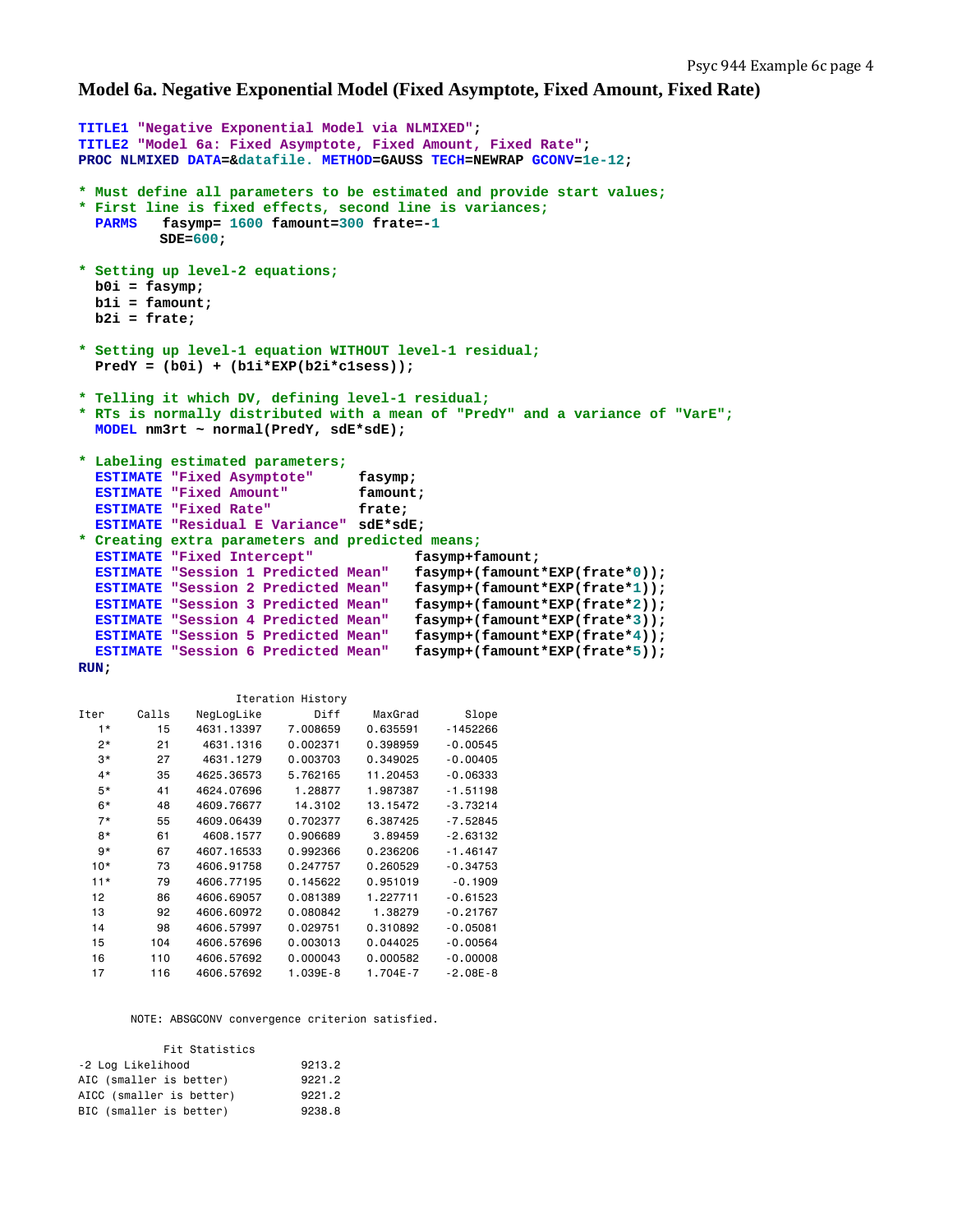## Model 6a. Negative Exponential Model (Fixed Asymptote, Fixed Amount, Fixed Rate)

```
TITLE1 "Negative Exponential Model via NLMIXED";
TITLE2 "Model 6a: Fixed Asymptote, Fixed Amount, Fixed Rate";
PROC NLMIXED DATA=&datafile. METHOD=GAUSS TECH=NEWRAP GCONV=1e-12;

* Must define all parameters to be estimated and provide start values;
* First line is fixed effects, second line is variances;
  PARMS   fasymp= 1600 famount=300 frate=-1
          SDE=600;

* Setting up level-2 equations;
  b0i = fasymp;
  b1i = famount;
  b2i = frate;

* Setting up level-1 equation WITHOUT level-1 residual;
  PredY = (b0i) + (b1i*EXP(b2i*c1sess));

* Telling it which DV, defining level-1 residual;
* RTs is normally distributed with a mean of "PredY" and a variance of "VarE";
  MODEL nm3rt ~ normal(PredY, sdE*sdE);

* Labeling estimated parameters;
  ESTIMATE "Fixed Asymptote"      fasymp;
  ESTIMATE "Fixed Amount"         famount;
  ESTIMATE "Fixed Rate"           frate;
  ESTIMATE "Residual E Variance"  sdE*sdE;
* Creating extra parameters and predicted means;
  ESTIMATE "Fixed Intercept"           fasymp+famount;
  ESTIMATE "Session 1 Predicted Mean"   fasymp+(famount*EXP(frate*0));
  ESTIMATE "Session 2 Predicted Mean"   fasymp+(famount*EXP(frate*1));
  ESTIMATE "Session 3 Predicted Mean"   fasymp+(famount*EXP(frate*2));
  ESTIMATE "Session 4 Predicted Mean"   fasymp+(famount*EXP(frate*3));
  ESTIMATE "Session 5 Predicted Mean"   fasymp+(famount*EXP(frate*4));
  ESTIMATE "Session 6 Predicted Mean"   fasymp+(famount*EXP(frate*5));
RUN;
```

Iteration History

| Iter | Calls | NegLogLike | Diff | MaxGrad | Slope |
|---|---|---|---|---|---|
| 1* | 15 | 4631.13397 | 7.008659 | 0.635591 | -1452266 |
| 2* | 21 | 4631.1316 | 0.002371 | 0.398959 | -0.00545 |
| 3* | 27 | 4631.1279 | 0.003703 | 0.349025 | -0.00405 |
| 4* | 35 | 4625.36573 | 5.762165 | 11.20453 | -0.06333 |
| 5* | 41 | 4624.07696 | 1.28877 | 1.987387 | -1.51198 |
| 6* | 48 | 4609.76677 | 14.3102 | 13.15472 | -3.73214 |
| 7* | 55 | 4609.06439 | 0.702377 | 6.387425 | -7.52845 |
| 8* | 61 | 4608.1577 | 0.906689 | 3.89459 | -2.63132 |
| 9* | 67 | 4607.16533 | 0.992366 | 0.236206 | -1.46147 |
| 10* | 73 | 4606.91758 | 0.247757 | 0.260529 | -0.34753 |
| 11* | 79 | 4606.77195 | 0.145622 | 0.951019 | -0.1909 |
| 12 | 86 | 4606.69057 | 0.081389 | 1.227711 | -0.61523 |
| 13 | 92 | 4606.60972 | 0.080842 | 1.38279 | -0.21767 |
| 14 | 98 | 4606.57997 | 0.029751 | 0.310892 | -0.05081 |
| 15 | 104 | 4606.57696 | 0.003013 | 0.044025 | -0.00564 |
| 16 | 110 | 4606.57692 | 0.000043 | 0.000582 | -0.00008 |
| 17 | 116 | 4606.57692 | 1.039E-8 | 1.704E-7 | -2.08E-8 |

NOTE: ABSGCONV convergence criterion satisfied.

Fit Statistics

| | |
|---|---|
| -2 Log Likelihood | 9213.2 |
| AIC (smaller is better) | 9221.2 |
| AICC (smaller is better) | 9221.2 |
| BIC (smaller is better) | 9238.8 |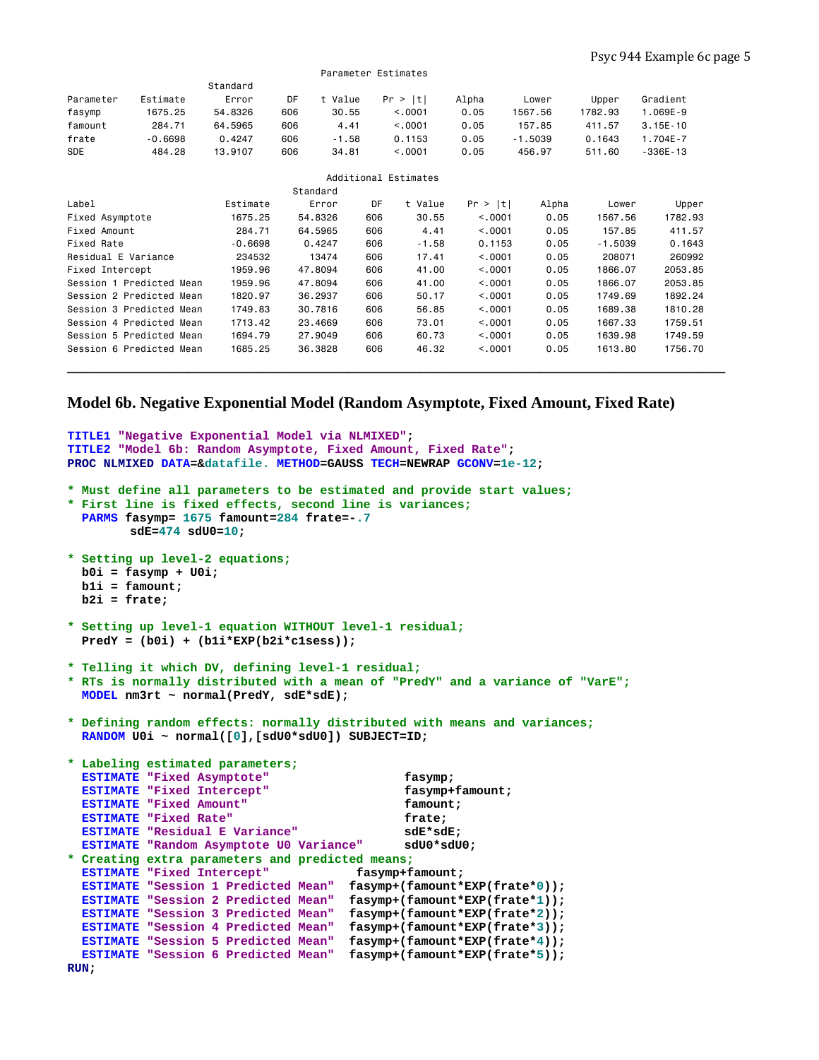Parameter Estimates

| Parameter | Estimate | Standard Error | DF | t Value | Pr > \|t\| | Alpha | Lower | Upper | Gradient |
|---|---|---|---|---|---|---|---|---|---|
| fasymp | 1675.25 | 54.8326 | 606 | 30.55 | <.0001 | 0.05 | 1567.56 | 1782.93 | 1.069E-9 |
| famount | 284.71 | 64.5965 | 606 | 4.41 | <.0001 | 0.05 | 157.85 | 411.57 | 3.15E-10 |
| frate | -0.6698 | 0.4247 | 606 | -1.58 | 0.1153 | 0.05 | -1.5039 | 0.1643 | 1.704E-7 |
| SDE | 484.28 | 13.9107 | 606 | 34.81 | <.0001 | 0.05 | 456.97 | 511.60 | -336E-13 |

Additional Estimates

| Label | Estimate | Standard Error | DF | t Value | Pr > \|t\| | Alpha | Lower | Upper |
|---|---|---|---|---|---|---|---|---|
| Fixed Asymptote | 1675.25 | 54.8326 | 606 | 30.55 | <.0001 | 0.05 | 1567.56 | 1782.93 |
| Fixed Amount | 284.71 | 64.5965 | 606 | 4.41 | <.0001 | 0.05 | 157.85 | 411.57 |
| Fixed Rate | -0.6698 | 0.4247 | 606 | -1.58 | 0.1153 | 0.05 | -1.5039 | 0.1643 |
| Residual E Variance | 234532 | 13474 | 606 | 17.41 | <.0001 | 0.05 | 208071 | 260992 |
| Fixed Intercept | 1959.96 | 47.8094 | 606 | 41.00 | <.0001 | 0.05 | 1866.07 | 2053.85 |
| Session 1 Predicted Mean | 1959.96 | 47.8094 | 606 | 41.00 | <.0001 | 0.05 | 1866.07 | 2053.85 |
| Session 2 Predicted Mean | 1820.97 | 36.2937 | 606 | 50.17 | <.0001 | 0.05 | 1749.69 | 1892.24 |
| Session 3 Predicted Mean | 1749.83 | 30.7816 | 606 | 56.85 | <.0001 | 0.05 | 1689.38 | 1810.28 |
| Session 4 Predicted Mean | 1713.42 | 23.4669 | 606 | 73.01 | <.0001 | 0.05 | 1667.33 | 1759.51 |
| Session 5 Predicted Mean | 1694.79 | 27.9049 | 606 | 60.73 | <.0001 | 0.05 | 1639.98 | 1749.59 |
| Session 6 Predicted Mean | 1685.25 | 36.3828 | 606 | 46.32 | <.0001 | 0.05 | 1613.80 | 1756.70 |

---

## Model 6b. Negative Exponential Model (Random Asymptote, Fixed Amount, Fixed Rate)

```
TITLE1 "Negative Exponential Model via NLMIXED";
TITLE2 "Model 6b: Random Asymptote, Fixed Amount, Fixed Rate";
PROC NLMIXED DATA=&datafile. METHOD=GAUSS TECH=NEWRAP GCONV=1e-12;

* Must define all parameters to be estimated and provide start values;
* First line is fixed effects, second line is variances;
  PARMS fasymp= 1675 famount=284 frate=-.7
        sdE=474 sdU0=10;

* Setting up level-2 equations;
  b0i = fasymp + U0i;
  b1i = famount;
  b2i = frate;

* Setting up level-1 equation WITHOUT level-1 residual;
  PredY = (b0i) + (b1i*EXP(b2i*c1sess));

* Telling it which DV, defining level-1 residual;
* RTs is normally distributed with a mean of "PredY" and a variance of "VarE";
  MODEL nm3rt ~ normal(PredY, sdE*sdE);

* Defining random effects: normally distributed with means and variances;
  RANDOM U0i ~ normal([0],[sdU0*sdU0]) SUBJECT=ID;

* Labeling estimated parameters;
  ESTIMATE "Fixed Asymptote"                fasymp;
  ESTIMATE "Fixed Intercept"                fasymp+famount;
  ESTIMATE "Fixed Amount"                   famount;
  ESTIMATE "Fixed Rate"                     frate;
  ESTIMATE "Residual E Variance"            sdE*sdE;
  ESTIMATE "Random Asymptote U0 Variance"   sdU0*sdU0;
* Creating extra parameters and predicted means;
  ESTIMATE "Fixed Intercept"            fasymp+famount;
  ESTIMATE "Session 1 Predicted Mean"  fasymp+(famount*EXP(frate*0));
  ESTIMATE "Session 2 Predicted Mean"  fasymp+(famount*EXP(frate*1));
  ESTIMATE "Session 3 Predicted Mean"  fasymp+(famount*EXP(frate*2));
  ESTIMATE "Session 4 Predicted Mean"  fasymp+(famount*EXP(frate*3));
  ESTIMATE "Session 5 Predicted Mean"  fasymp+(famount*EXP(frate*4));
  ESTIMATE "Session 6 Predicted Mean"  fasymp+(famount*EXP(frate*5));
RUN;
```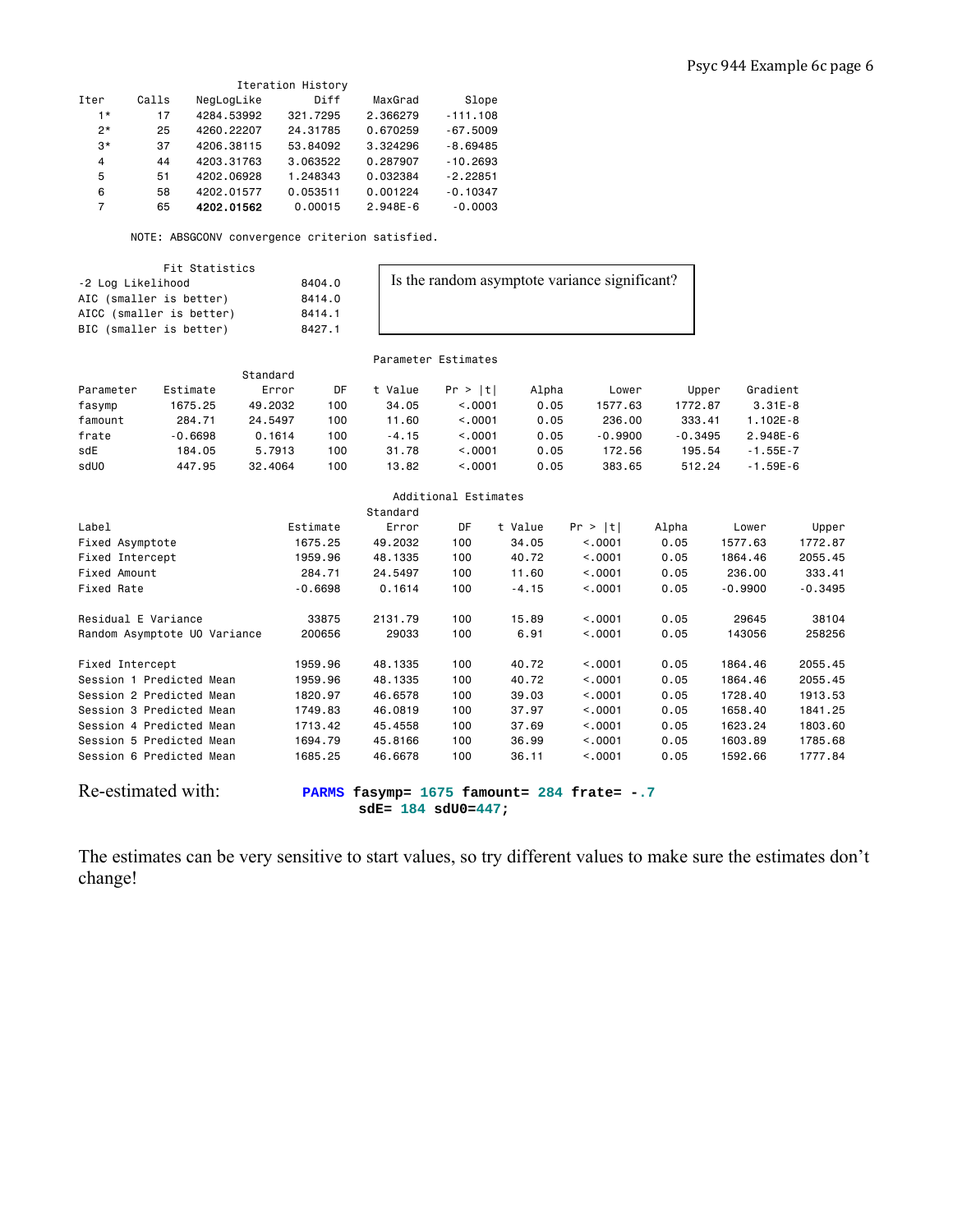**Iteration History**

| Iter | Calls | NegLogLike | Diff | MaxGrad | Slope |
|---|---|---|---|---|---|
| 1* | 17 | 4284.53992 | 321.7295 | 2.366279 | -111.108 |
| 2* | 25 | 4260.22207 | 24.31785 | 0.670259 | -67.5009 |
| 3* | 37 | 4206.38115 | 53.84092 | 3.324296 | -8.69485 |
| 4 | 44 | 4203.31763 | 3.063522 | 0.287907 | -10.2693 |
| 5 | 51 | 4202.06928 | 1.248343 | 0.032384 | -2.22851 |
| 6 | 58 | 4202.01577 | 0.053511 | 0.001224 | -0.10347 |
| 7 | 65 | **4202.01562** | 0.00015 | 2.948E-6 | -0.0003 |

NOTE: ABSGCONV convergence criterion satisfied.

**Fit Statistics**

| | |
|---|---|
| -2 Log Likelihood | 8404.0 |
| AIC (smaller is better) | 8414.0 |
| AICC (smaller is better) | 8414.1 |
| BIC (smaller is better) | 8427.1 |

Is the random asymptote variance significant?

**Parameter Estimates**

| Parameter | Estimate | Standard Error | DF | t Value | Pr > \|t\| | Alpha | Lower | Upper | Gradient |
|---|---|---|---|---|---|---|---|---|---|
| fasymp | 1675.25 | 49.2032 | 100 | 34.05 | <.0001 | 0.05 | 1577.63 | 1772.87 | 3.31E-8 |
| famount | 284.71 | 24.5497 | 100 | 11.60 | <.0001 | 0.05 | 236.00 | 333.41 | 1.102E-8 |
| frate | -0.6698 | 0.1614 | 100 | -4.15 | <.0001 | 0.05 | -0.9900 | -0.3495 | 2.948E-6 |
| sdE | 184.05 | 5.7913 | 100 | 31.78 | <.0001 | 0.05 | 172.56 | 195.54 | -1.55E-7 |
| sdU0 | 447.95 | 32.4064 | 100 | 13.82 | <.0001 | 0.05 | 383.65 | 512.24 | -1.59E-6 |

**Additional Estimates**

| Label | Estimate | Standard Error | DF | t Value | Pr > \|t\| | Alpha | Lower | Upper |
|---|---|---|---|---|---|---|---|---|
| Fixed Asymptote | 1675.25 | 49.2032 | 100 | 34.05 | <.0001 | 0.05 | 1577.63 | 1772.87 |
| Fixed Intercept | 1959.96 | 48.1335 | 100 | 40.72 | <.0001 | 0.05 | 1864.46 | 2055.45 |
| Fixed Amount | 284.71 | 24.5497 | 100 | 11.60 | <.0001 | 0.05 | 236.00 | 333.41 |
| Fixed Rate | -0.6698 | 0.1614 | 100 | -4.15 | <.0001 | 0.05 | -0.9900 | -0.3495 |
| Residual E Variance | 33875 | 2131.79 | 100 | 15.89 | <.0001 | 0.05 | 29645 | 38104 |
| Random Asymptote U0 Variance | 200656 | 29033 | 100 | 6.91 | <.0001 | 0.05 | 143056 | 258256 |
| Fixed Intercept | 1959.96 | 48.1335 | 100 | 40.72 | <.0001 | 0.05 | 1864.46 | 2055.45 |
| Session 1 Predicted Mean | 1959.96 | 48.1335 | 100 | 40.72 | <.0001 | 0.05 | 1864.46 | 2055.45 |
| Session 2 Predicted Mean | 1820.97 | 46.6578 | 100 | 39.03 | <.0001 | 0.05 | 1728.40 | 1913.53 |
| Session 3 Predicted Mean | 1749.83 | 46.0819 | 100 | 37.97 | <.0001 | 0.05 | 1658.40 | 1841.25 |
| Session 4 Predicted Mean | 1713.42 | 45.4558 | 100 | 37.69 | <.0001 | 0.05 | 1623.24 | 1803.60 |
| Session 5 Predicted Mean | 1694.79 | 45.8166 | 100 | 36.99 | <.0001 | 0.05 | 1603.89 | 1785.68 |
| Session 6 Predicted Mean | 1685.25 | 46.6678 | 100 | 36.11 | <.0001 | 0.05 | 1592.66 | 1777.84 |

Re-estimated with:

```
PARMS fasymp= 1675 famount= 284 frate= -.7
      sdE= 184 sdU0=447;
```

The estimates can be very sensitive to start values, so try different values to make sure the estimates don't change!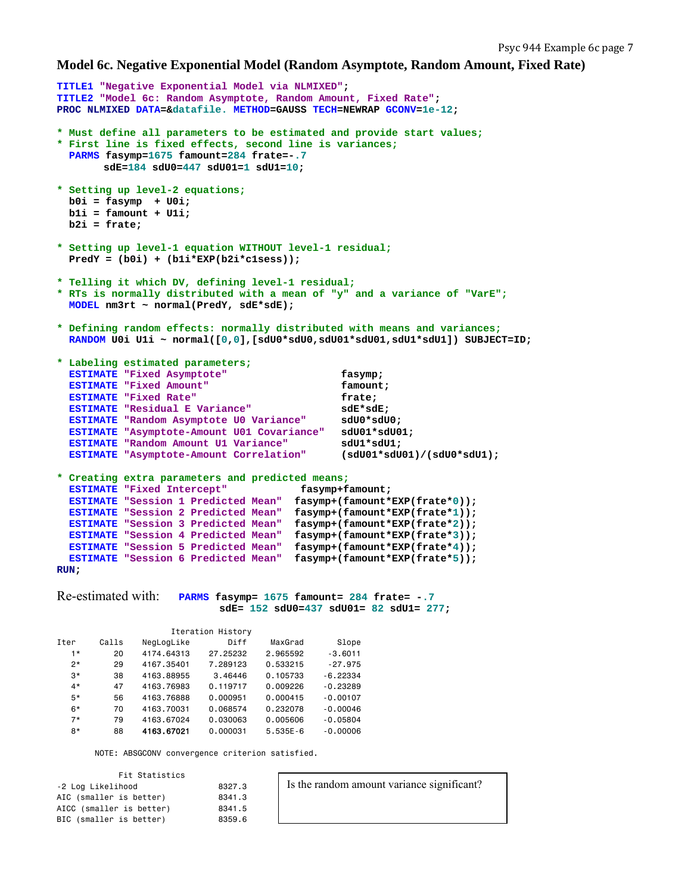## Model 6c. Negative Exponential Model (Random Asymptote, Random Amount, Fixed Rate)

```
TITLE1 "Negative Exponential Model via NLMIXED";
TITLE2 "Model 6c: Random Asymptote, Random Amount, Fixed Rate";
PROC NLMIXED DATA=&datafile. METHOD=GAUSS TECH=NEWRAP GCONV=1e-12;

* Must define all parameters to be estimated and provide start values;
* First line is fixed effects, second line is variances;
  PARMS fasymp=1675 famount=284 frate=-.7
        sdE=184 sdU0=447 sdU01=1 sdU1=10;

* Setting up level-2 equations;
  b0i = fasymp  + U0i;
  b1i = famount + U1i;
  b2i = frate;

* Setting up level-1 equation WITHOUT level-1 residual;
  PredY = (b0i) + (b1i*EXP(b2i*c1sess));

* Telling it which DV, defining level-1 residual;
* RTs is normally distributed with a mean of "y" and a variance of "VarE";
  MODEL nm3rt ~ normal(PredY, sdE*sdE);

* Defining random effects: normally distributed with means and variances;
  RANDOM U0i U1i ~ normal([0,0],[sdU0*sdU0,sdU01*sdU01,sdU1*sdU1]) SUBJECT=ID;

* Labeling estimated parameters;
  ESTIMATE "Fixed Asymptote"                  fasymp;
  ESTIMATE "Fixed Amount"                     famount;
  ESTIMATE "Fixed Rate"                       frate;
  ESTIMATE "Residual E Variance"              sdE*sdE;
  ESTIMATE "Random Asymptote U0 Variance"     sdU0*sdU0;
  ESTIMATE "Asymptote-Amount U01 Covariance"  sdU01*sdU01;
  ESTIMATE "Random Amount U1 Variance"        sdU1*sdU1;
  ESTIMATE "Asymptote-Amount Correlation"     (sdU01*sdU01)/(sdU0*sdU1);

* Creating extra parameters and predicted means;
  ESTIMATE "Fixed Intercept"           fasymp+famount;
  ESTIMATE "Session 1 Predicted Mean"  fasymp+(famount*EXP(frate*0));
  ESTIMATE "Session 2 Predicted Mean"  fasymp+(famount*EXP(frate*1));
  ESTIMATE "Session 3 Predicted Mean"  fasymp+(famount*EXP(frate*2));
  ESTIMATE "Session 4 Predicted Mean"  fasymp+(famount*EXP(frate*3));
  ESTIMATE "Session 5 Predicted Mean"  fasymp+(famount*EXP(frate*4));
  ESTIMATE "Session 6 Predicted Mean"  fasymp+(famount*EXP(frate*5));
RUN;
```

Re-estimated with:

```
PARMS fasymp= 1675 famount= 284 frate= -.7
      sdE= 152 sdU0=437 sdU01= 82 sdU1= 277;
```

Iteration History

| Iter | Calls | NegLogLike | Diff | MaxGrad | Slope |
|---|---|---|---|---|---|
| 1* | 20 | 4174.64313 | 27.25232 | 2.965592 | -3.6011 |
| 2* | 29 | 4167.35401 | 7.289123 | 0.533215 | -27.975 |
| 3* | 38 | 4163.88955 | 3.46446 | 0.105733 | -6.22334 |
| 4* | 47 | 4163.76983 | 0.119717 | 0.009226 | -0.23289 |
| 5* | 56 | 4163.76888 | 0.000951 | 0.000415 | -0.00107 |
| 6* | 70 | 4163.70031 | 0.068574 | 0.232078 | -0.00046 |
| 7* | 79 | 4163.67024 | 0.030063 | 0.005606 | -0.05804 |
| 8* | 88 | **4163.67021** | 0.000031 | 5.535E-6 | -0.00006 |

NOTE: ABSGCONV convergence criterion satisfied.

Fit Statistics

| | |
|---|---|
| -2 Log Likelihood | 8327.3 |
| AIC (smaller is better) | 8341.3 |
| AICC (smaller is better) | 8341.5 |
| BIC (smaller is better) | 8359.6 |

Is the random amount variance significant?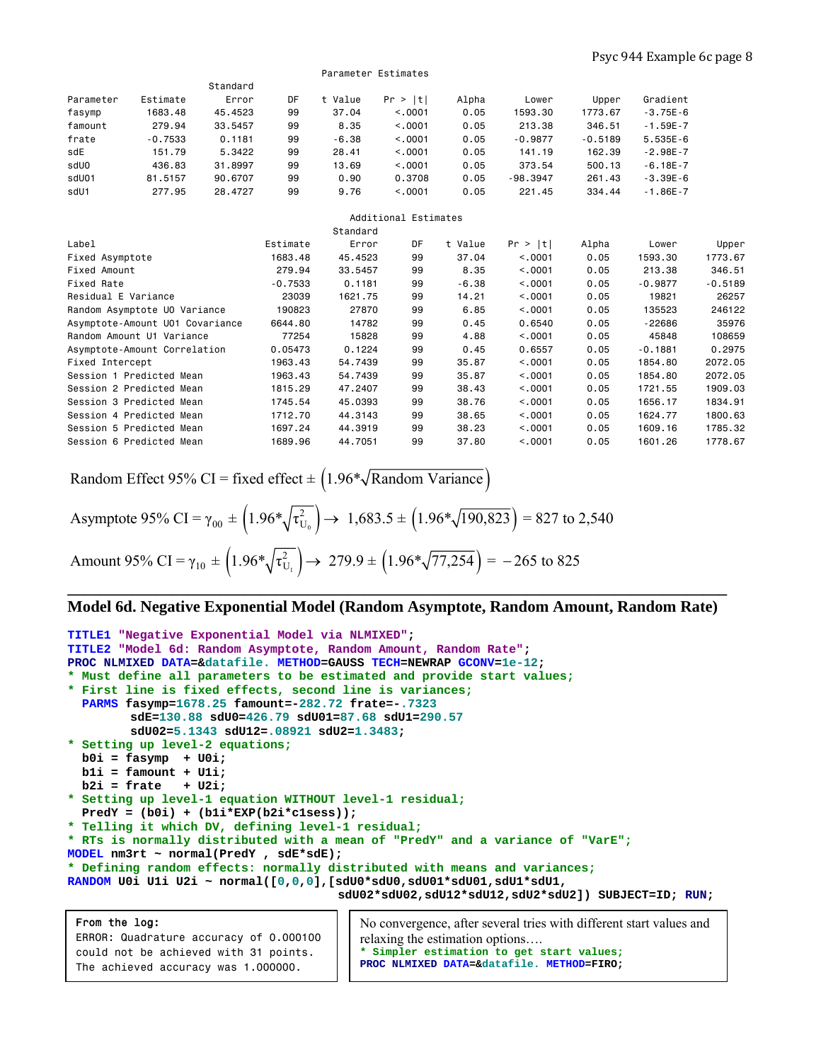Parameter Estimates

| Parameter | Estimate | Standard Error | DF | t Value | Pr > \|t\| | Alpha | Lower | Upper | Gradient |
|---|---|---|---|---|---|---|---|---|---|
| fasymp | 1683.48 | 45.4523 | 99 | 37.04 | <.0001 | 0.05 | 1593.30 | 1773.67 | -3.75E-6 |
| famount | 279.94 | 33.5457 | 99 | 8.35 | <.0001 | 0.05 | 213.38 | 346.51 | -1.59E-7 |
| frate | -0.7533 | 0.1181 | 99 | -6.38 | <.0001 | 0.05 | -0.9877 | -0.5189 | 5.535E-6 |
| sdE | 151.79 | 5.3422 | 99 | 28.41 | <.0001 | 0.05 | 141.19 | 162.39 | -2.98E-7 |
| sdU0 | 436.83 | 31.8997 | 99 | 13.69 | <.0001 | 0.05 | 373.54 | 500.13 | -6.18E-7 |
| sdU01 | 81.5157 | 90.6707 | 99 | 0.90 | 0.3708 | 0.05 | -98.3947 | 261.43 | -3.39E-6 |
| sdU1 | 277.95 | 28.4727 | 99 | 9.76 | <.0001 | 0.05 | 221.45 | 334.44 | -1.86E-7 |

Additional Estimates

| Label | Estimate | Standard Error | DF | t Value | Pr > \|t\| | Alpha | Lower | Upper |
|---|---|---|---|---|---|---|---|---|
| Fixed Asymptote | 1683.48 | 45.4523 | 99 | 37.04 | <.0001 | 0.05 | 1593.30 | 1773.67 |
| Fixed Amount | 279.94 | 33.5457 | 99 | 8.35 | <.0001 | 0.05 | 213.38 | 346.51 |
| Fixed Rate | -0.7533 | 0.1181 | 99 | -6.38 | <.0001 | 0.05 | -0.9877 | -0.5189 |
| Residual E Variance | 23039 | 1621.75 | 99 | 14.21 | <.0001 | 0.05 | 19821 | 26257 |
| Random Asymptote U0 Variance | 190823 | 27870 | 99 | 6.85 | <.0001 | 0.05 | 135523 | 246122 |
| Asymptote-Amount U01 Covariance | 6644.80 | 14782 | 99 | 0.45 | 0.6540 | 0.05 | -22686 | 35976 |
| Random Amount U1 Variance | 77254 | 15828 | 99 | 4.88 | <.0001 | 0.05 | 45848 | 108659 |
| Asymptote-Amount Correlation | 0.05473 | 0.1224 | 99 | 0.45 | 0.6557 | 0.05 | -0.1881 | 0.2975 |
| Fixed Intercept | 1963.43 | 54.7439 | 99 | 35.87 | <.0001 | 0.05 | 1854.80 | 2072.05 |
| Session 1 Predicted Mean | 1963.43 | 54.7439 | 99 | 35.87 | <.0001 | 0.05 | 1854.80 | 2072.05 |
| Session 2 Predicted Mean | 1815.29 | 47.2407 | 99 | 38.43 | <.0001 | 0.05 | 1721.55 | 1909.03 |
| Session 3 Predicted Mean | 1745.54 | 45.0393 | 99 | 38.76 | <.0001 | 0.05 | 1656.17 | 1834.91 |
| Session 4 Predicted Mean | 1712.70 | 44.3143 | 99 | 38.65 | <.0001 | 0.05 | 1624.77 | 1800.63 |
| Session 5 Predicted Mean | 1697.24 | 44.3919 | 99 | 38.23 | <.0001 | 0.05 | 1609.16 | 1785.32 |
| Session 6 Predicted Mean | 1689.96 | 44.7051 | 99 | 37.80 | <.0001 | 0.05 | 1601.26 | 1778.67 |

$$\text{Random Effect 95\% CI} = \text{fixed effect} \pm \left(1.96 * \sqrt{\text{Random Variance}}\right)$$

$$\text{Asymptote 95\% CI} = \gamma_{00} \pm \left(1.96 * \sqrt{\tau^2_{U_0}}\right) \rightarrow 1{,}683.5 \pm \left(1.96 * \sqrt{190{,}823}\right) = 827 \text{ to } 2{,}540$$

$$\text{Amount 95\% CI} = \gamma_{10} \pm \left(1.96 * \sqrt{\tau^2_{U_1}}\right) \rightarrow 279.9 \pm \left(1.96 * \sqrt{77{,}254}\right) = -265 \text{ to } 825$$

---

## Model 6d. Negative Exponential Model (Random Asymptote, Random Amount, Random Rate)

```
TITLE1 "Negative Exponential Model via NLMIXED";
TITLE2 "Model 6d: Random Asymptote, Random Amount, Random Rate";
PROC NLMIXED DATA=&datafile. METHOD=GAUSS TECH=NEWRAP GCONV=1e-12;
* Must define all parameters to be estimated and provide start values;
* First line is fixed effects, second line is variances;
  PARMS fasymp=1678.25 famount=-282.72 frate=-.7323
        sdE=130.88 sdU0=426.79 sdU01=87.68 sdU1=290.57
        sdU02=5.1343 sdU12=.08921 sdU2=1.3483;
* Setting up level-2 equations;
  b0i = fasymp  + U0i;
  b1i = famount + U1i;
  b2i = frate   + U2i;
* Setting up level-1 equation WITHOUT level-1 residual;
  PredY = (b0i) + (b1i*EXP(b2i*c1sess));
* Telling it which DV, defining level-1 residual;
* RTs is normally distributed with a mean of "PredY" and a variance of "VarE";
MODEL nm3rt ~ normal(PredY , sdE*sdE);
* Defining random effects: normally distributed with means and variances;
RANDOM U0i U1i U2i ~ normal([0,0,0],[sdU0*sdU0,sdU01*sdU01,sdU1*sdU1,
                             sdU02*sdU02,sdU12*sdU12,sdU2*sdU2]) SUBJECT=ID; RUN;
```

```
From the log:
ERROR: Quadrature accuracy of 0.000100
could not be achieved with 31 points.
The achieved accuracy was 1.000000.
```

No convergence, after several tries with different start values and relaxing the estimation options….

```
* Simpler estimation to get start values;
PROC NLMIXED DATA=&datafile. METHOD=FIRO;
```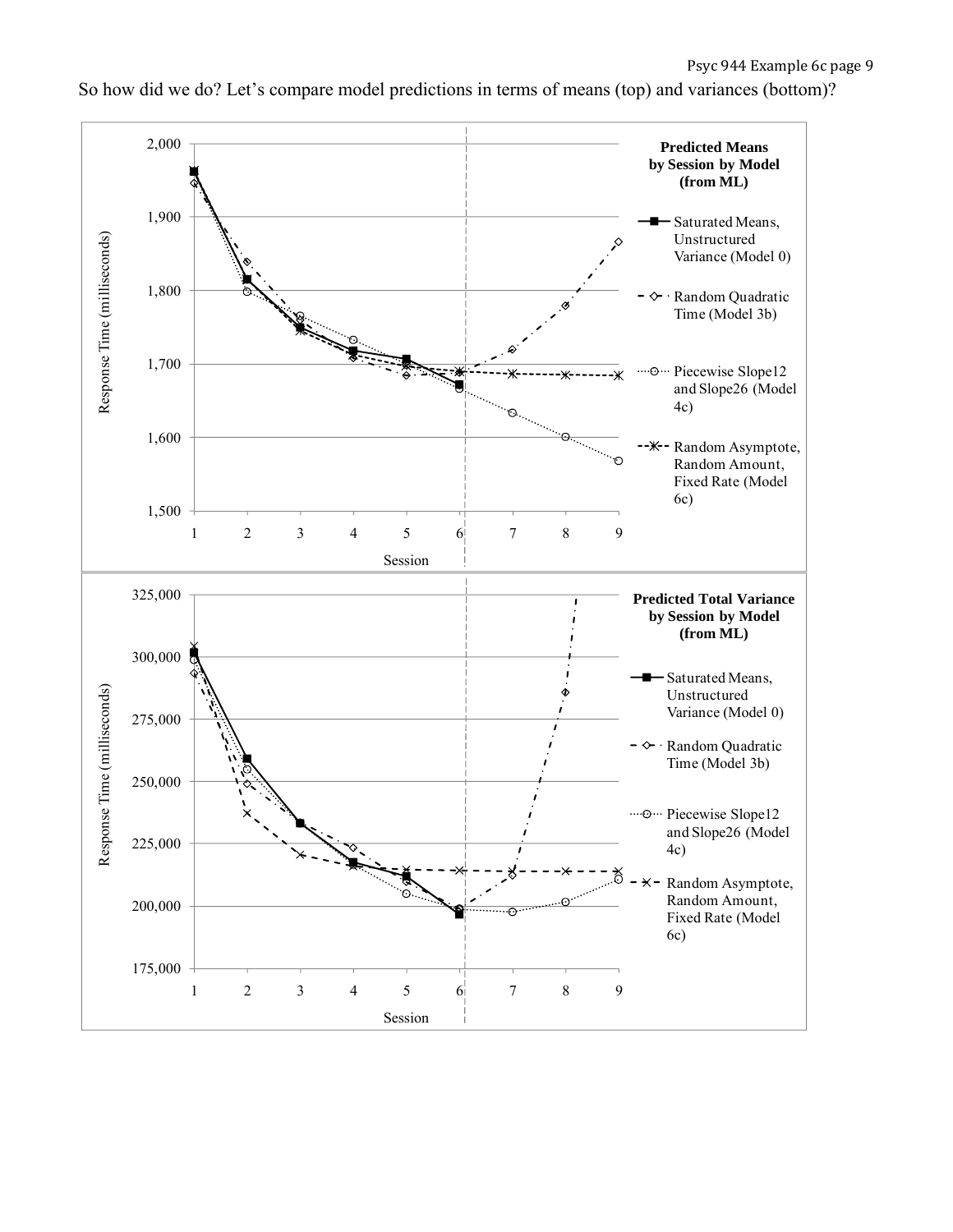So how did we do? Let's compare model predictions in terms of means (top) and variances (bottom)?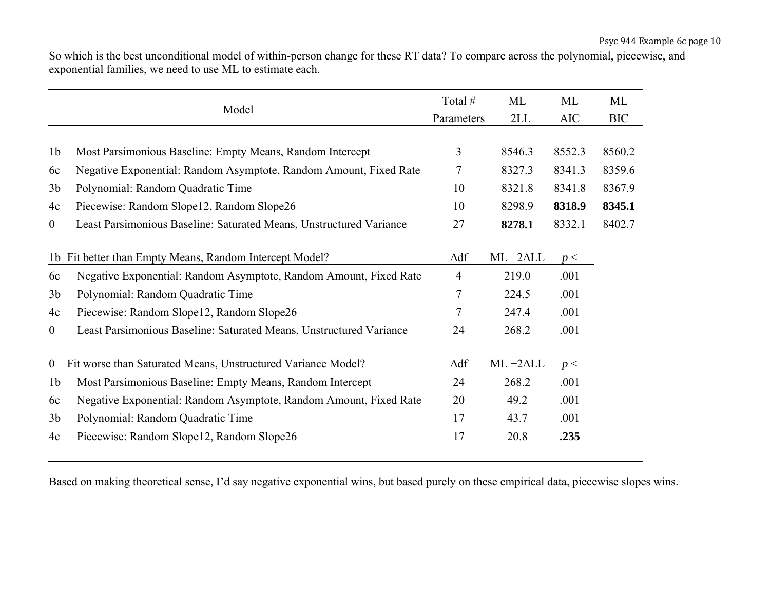So which is the best unconditional model of within-person change for these RT data? To compare across the polynomial, piecewise, and exponential families, we need to use ML to estimate each.

| | Model | Total # Parameters | ML −2LL | ML AIC | ML BIC |
|---|---|---|---|---|---|
| 1b | Most Parsimonious Baseline: Empty Means, Random Intercept | 3 | 8546.3 | 8552.3 | 8560.2 |
| 6c | Negative Exponential: Random Asymptote, Random Amount, Fixed Rate | 7 | 8327.3 | 8341.3 | 8359.6 |
| 3b | Polynomial: Random Quadratic Time | 10 | 8321.8 | 8341.8 | 8367.9 |
| 4c | Piecewise: Random Slope12, Random Slope26 | 10 | 8298.9 | **8318.9** | **8345.1** |
| 0 | Least Parsimonious Baseline: Saturated Means, Unstructured Variance | 27 | **8278.1** | 8332.1 | 8402.7 |

| | 1b Fit better than Empty Means, Random Intercept Model? | Δdf | ML −2ΔLL | $p <$ |
|---|---|---|---|---|
| 6c | Negative Exponential: Random Asymptote, Random Amount, Fixed Rate | 4 | 219.0 | .001 |
| 3b | Polynomial: Random Quadratic Time | 7 | 224.5 | .001 |
| 4c | Piecewise: Random Slope12, Random Slope26 | 7 | 247.4 | .001 |
| 0 | Least Parsimonious Baseline: Saturated Means, Unstructured Variance | 24 | 268.2 | .001 |

| | 0 Fit worse than Saturated Means, Unstructured Variance Model? | Δdf | ML −2ΔLL | $p <$ |
|---|---|---|---|---|
| 1b | Most Parsimonious Baseline: Empty Means, Random Intercept | 24 | 268.2 | .001 |
| 6c | Negative Exponential: Random Asymptote, Random Amount, Fixed Rate | 20 | 49.2 | .001 |
| 3b | Polynomial: Random Quadratic Time | 17 | 43.7 | .001 |
| 4c | Piecewise: Random Slope12, Random Slope26 | 17 | 20.8 | **.235** |

Based on making theoretical sense, I'd say negative exponential wins, but based purely on these empirical data, piecewise slopes wins.